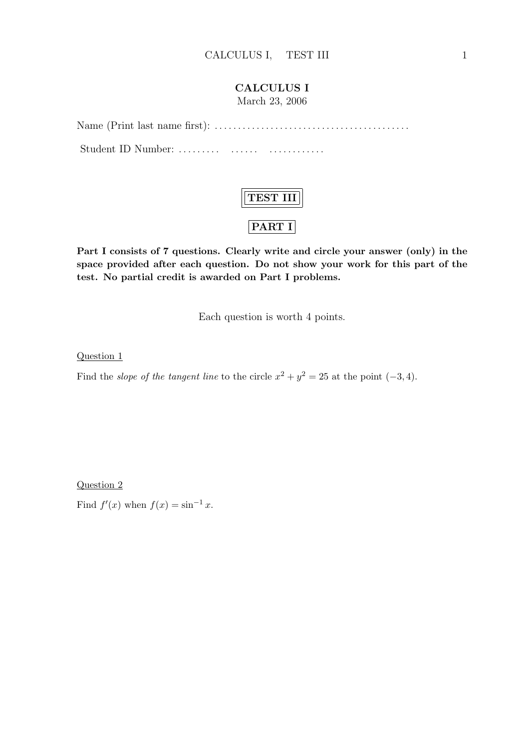# CALCULUS I

March 23, 2006

Name (Print last name first): .........................................

Student ID Number: .........   ......   ............

## TEST III

## PART I

**Part I consists of 7 questions. Clearly write and circle your answer (only) in the space provided after each question. Do not show your work for this part of the test. No partial credit is awarded on Part I problems.**

Each question is worth 4 points.

Question 1

Find the *slope of the tangent line* to the circle $x^2 + y^2 = 25$ at the point $(-3, 4)$.

Question 2

Find $f'(x)$ when $f(x) = \sin^{-1} x$.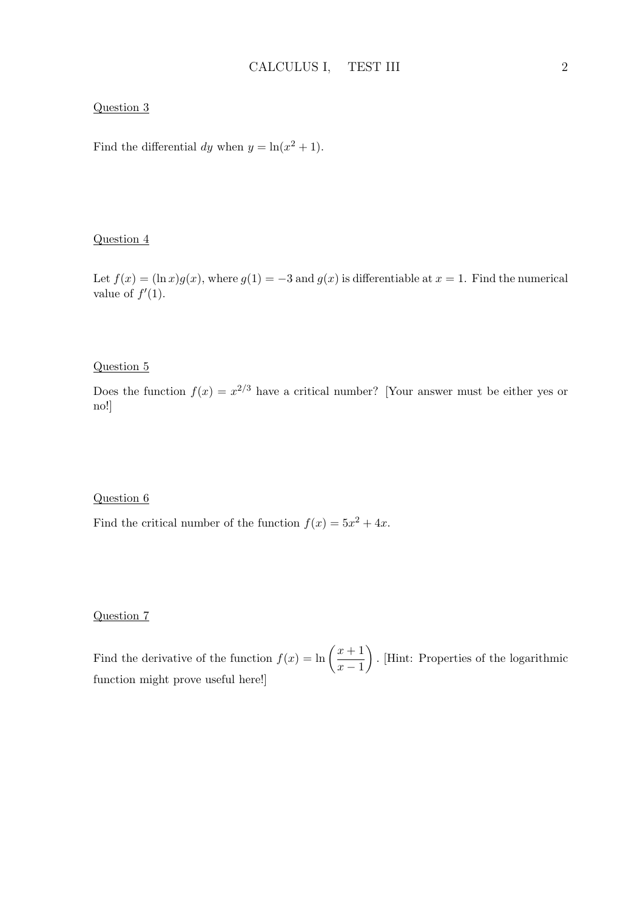Question 3

Find the differential $dy$ when $y = \ln(x^2 + 1)$.

Question 4

Let $f(x) = (\ln x)g(x)$, where $g(1) = -3$ and $g(x)$ is differentiable at $x = 1$. Find the numerical value of $f'(1)$.

Question 5

Does the function $f(x) = x^{2/3}$ have a critical number? [Your answer must be either yes or no!]

Question 6

Find the critical number of the function $f(x) = 5x^2 + 4x$.

Question 7

Find the derivative of the function $f(x) = \ln\left(\dfrac{x+1}{x-1}\right)$. [Hint: Properties of the logarithmic function might prove useful here!]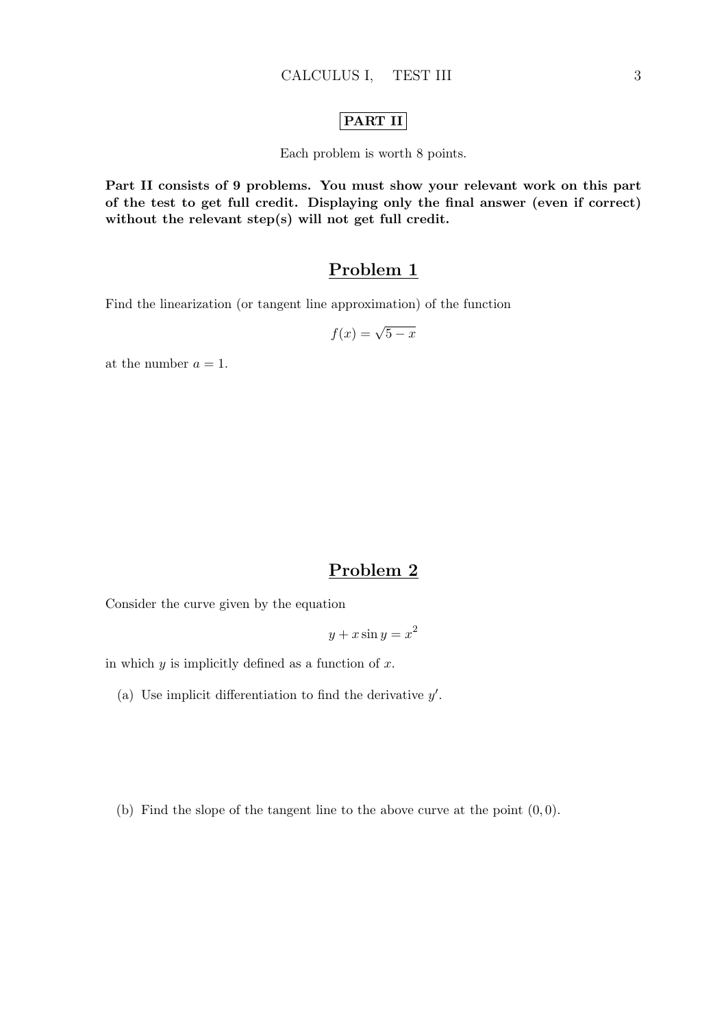**PART II**

Each problem is worth 8 points.

**Part II consists of 9 problems. You must show your relevant work on this part of the test to get full credit. Displaying only the final answer (even if correct) without the relevant step(s) will not get full credit.**

## Problem 1

Find the linearization (or tangent line approximation) of the function

$$f(x) = \sqrt{5 - x}$$

at the number $a = 1$.

## Problem 2

Consider the curve given by the equation

$$y + x \sin y = x^2$$

in which $y$ is implicitly defined as a function of $x$.

(a) Use implicit differentiation to find the derivative $y'$.

(b) Find the slope of the tangent line to the above curve at the point $(0, 0)$.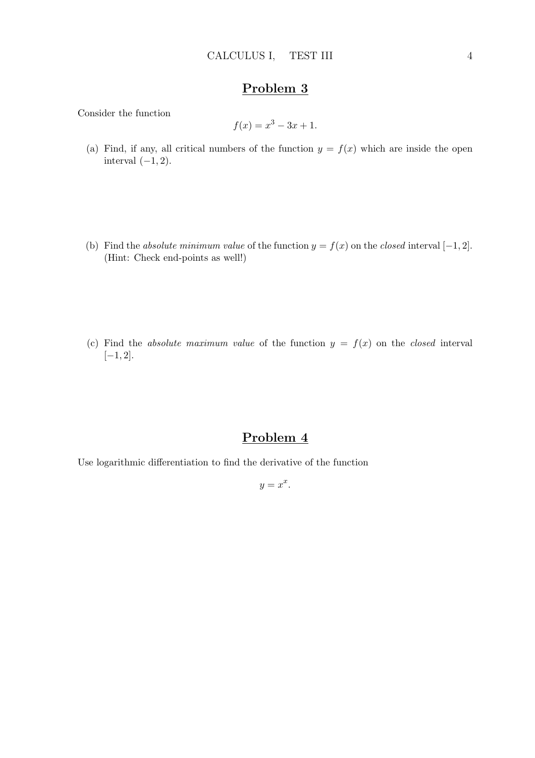## Problem 3

Consider the function

$$f(x) = x^3 - 3x + 1.$$

(a) Find, if any, all critical numbers of the function $y = f(x)$ which are inside the open interval $(-1, 2)$.

(b) Find the *absolute minimum value* of the function $y = f(x)$ on the *closed* interval $[-1, 2]$. (Hint: Check end-points as well!)

(c) Find the *absolute maximum value* of the function $y = f(x)$ on the *closed* interval $[-1, 2]$.

## Problem 4

Use logarithmic differentiation to find the derivative of the function

$$y = x^x.$$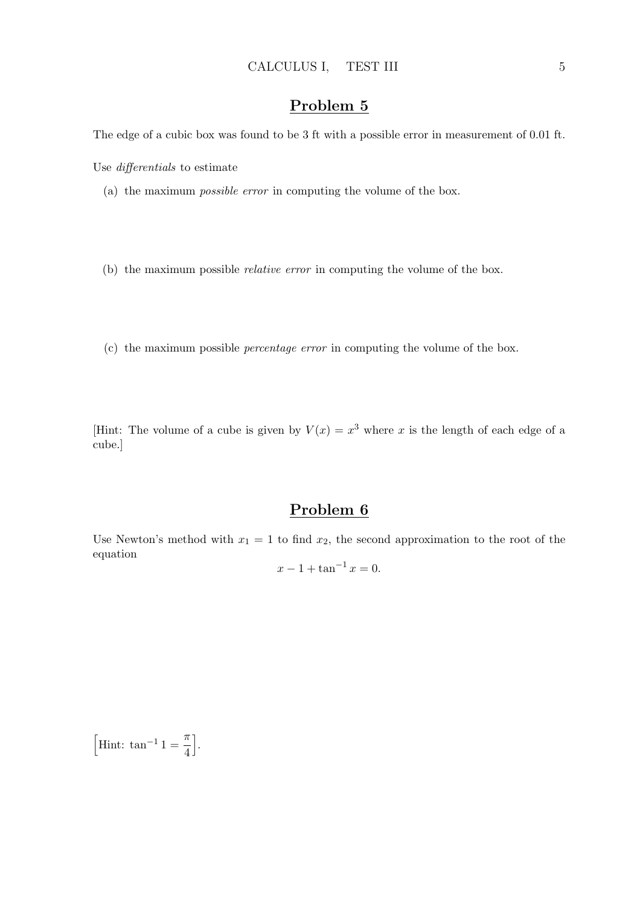## Problem 5

The edge of a cubic box was found to be 3 ft with a possible error in measurement of 0.01 ft.

Use *differentials* to estimate

(a) the maximum *possible error* in computing the volume of the box.

(b) the maximum possible *relative error* in computing the volume of the box.

(c) the maximum possible *percentage error* in computing the volume of the box.

[Hint: The volume of a cube is given by $V(x) = x^3$ where $x$ is the length of each edge of a cube.]

## Problem 6

Use Newton's method with $x_1 = 1$ to find $x_2$, the second approximation to the root of the equation

$$x - 1 + \tan^{-1} x = 0.$$

$\left[\text{Hint: } \tan^{-1} 1 = \frac{\pi}{4}\right]$.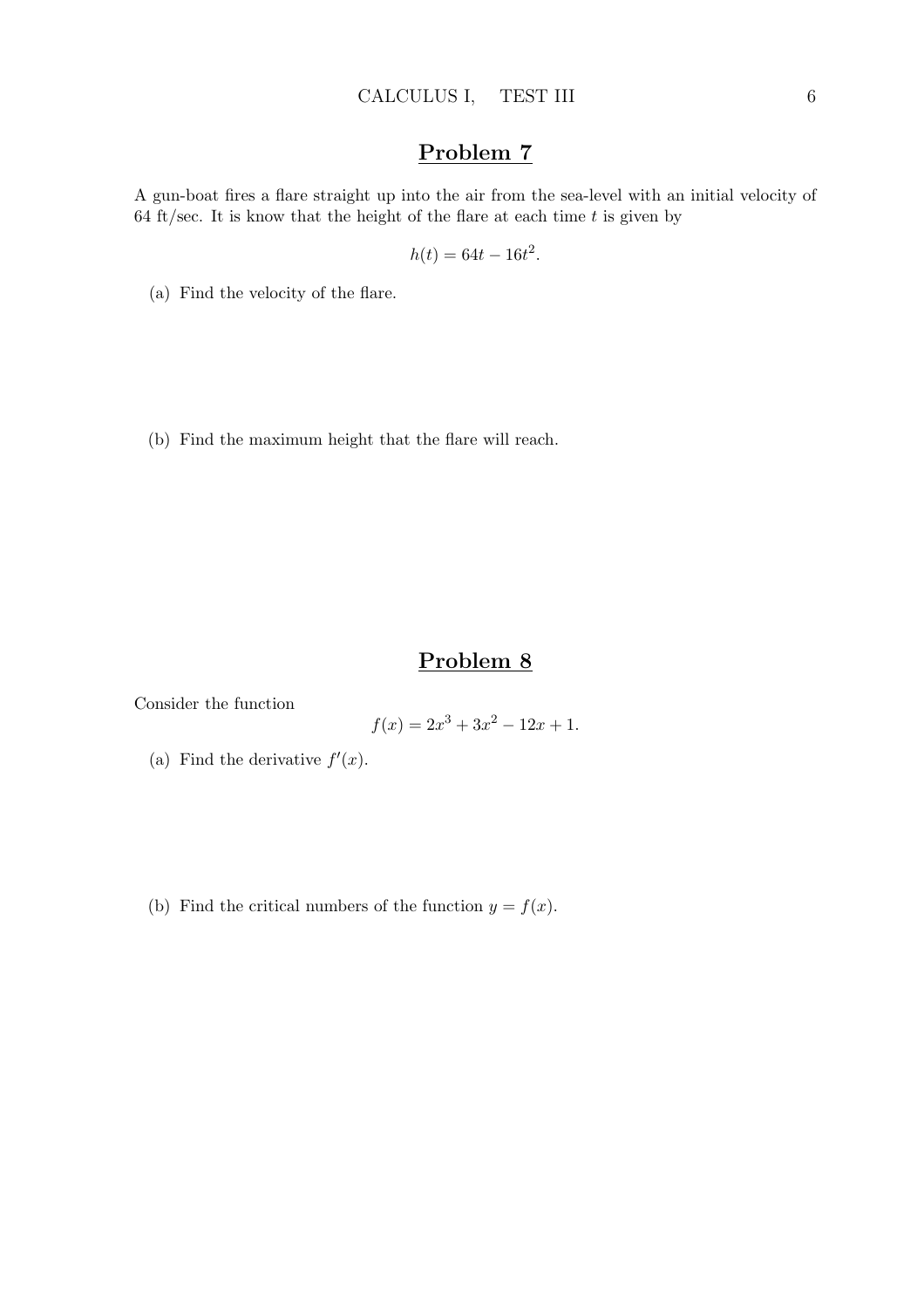## Problem 7

A gun-boat fires a flare straight up into the air from the sea-level with an initial velocity of 64 ft/sec. It is know that the height of the flare at each time $t$ is given by

$$h(t) = 64t - 16t^2.$$

(a) Find the velocity of the flare.

(b) Find the maximum height that the flare will reach.

## Problem 8

Consider the function

$$f(x) = 2x^3 + 3x^2 - 12x + 1.$$

(a) Find the derivative $f'(x)$.

(b) Find the critical numbers of the function $y = f(x)$.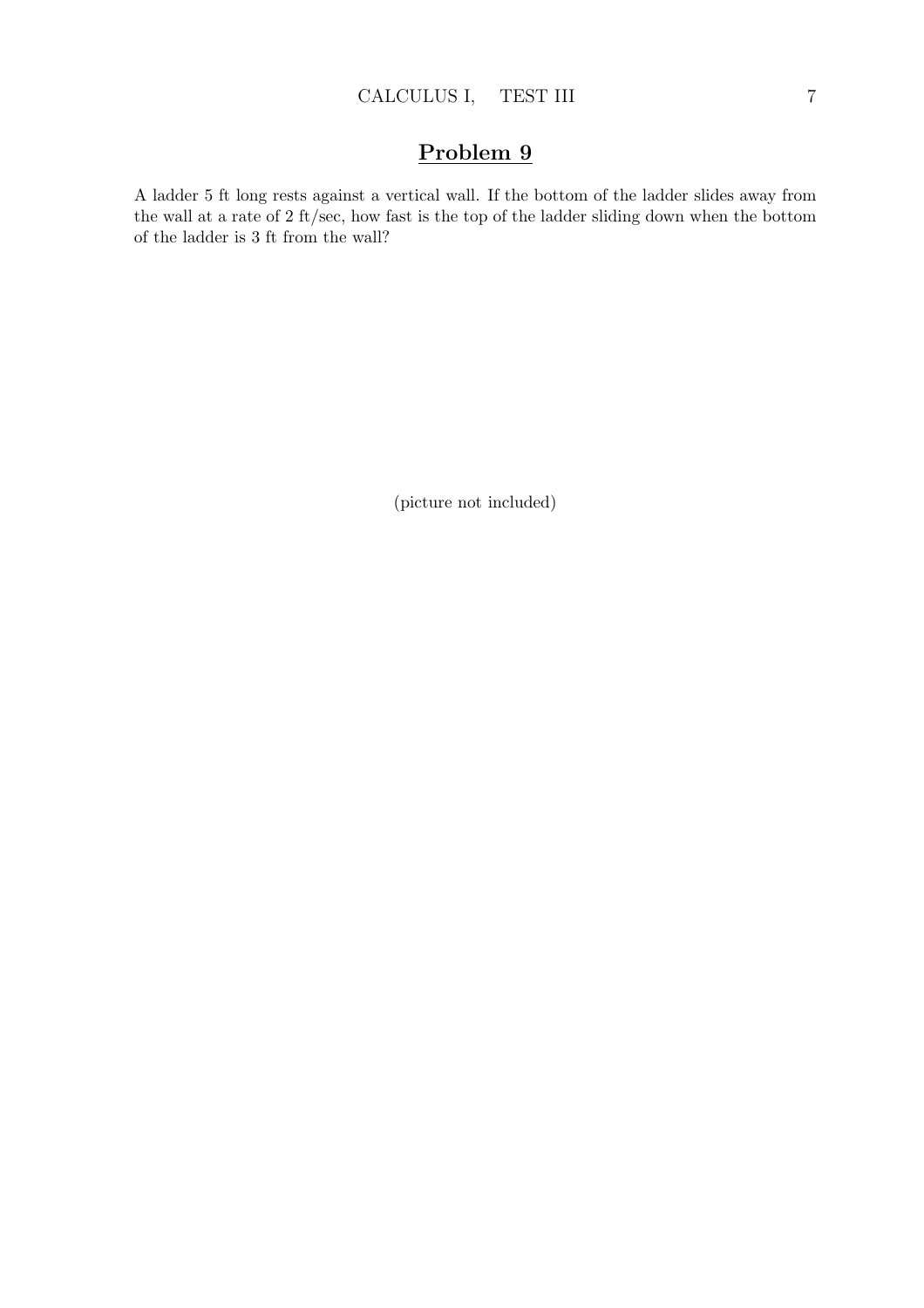## Problem 9

A ladder 5 ft long rests against a vertical wall. If the bottom of the ladder slides away from the wall at a rate of 2 ft/sec, how fast is the top of the ladder sliding down when the bottom of the ladder is 3 ft from the wall?

(picture not included)